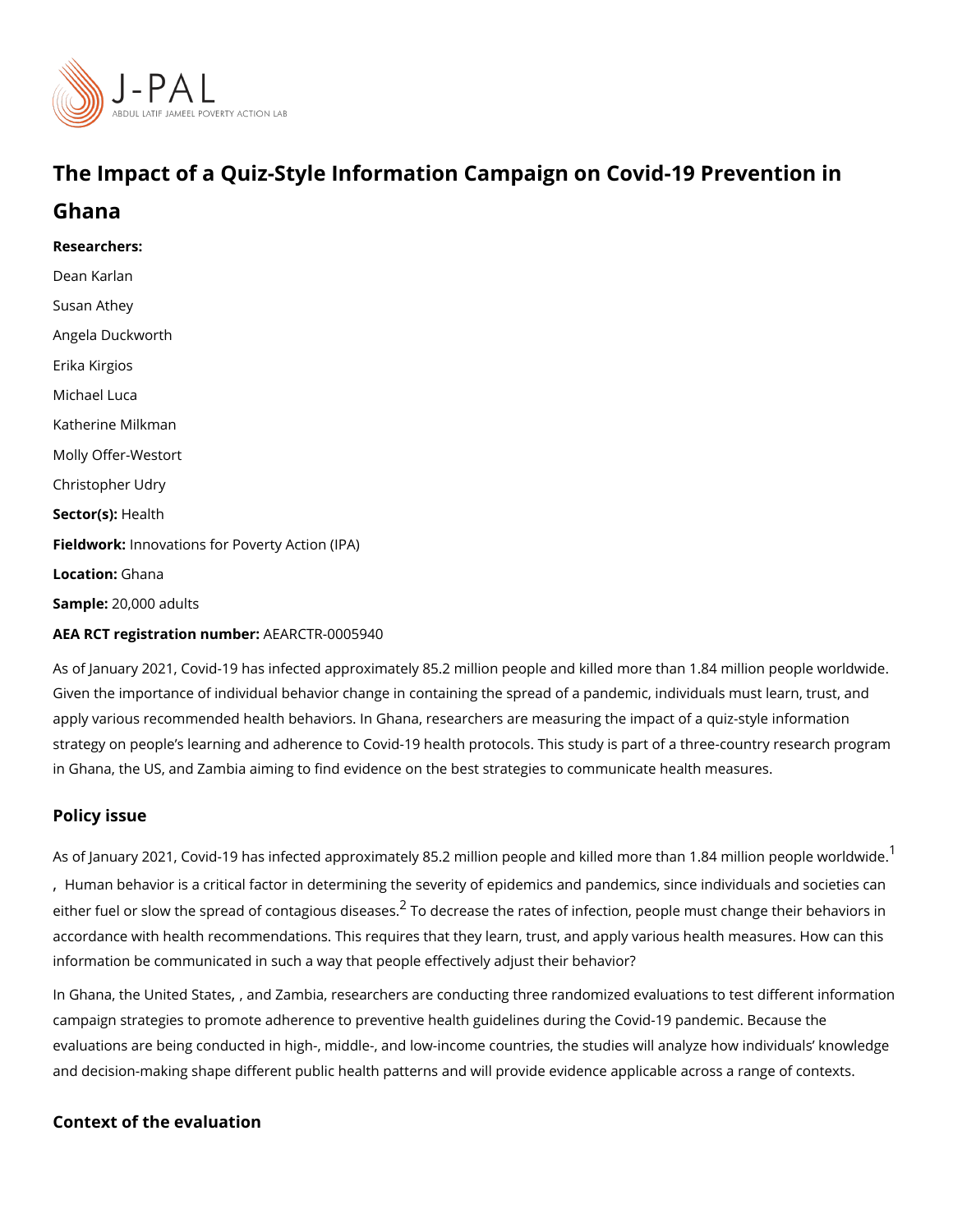# The Impact of a Quiz-Style Information Campaign on Covid-19 Prevention in Ghana

**Researchers:**

Dean Karlan

Susan Athey

Angela Duckworth

Erika Kirgios

Michael Luca

Katherine Milkman

Molly Offer-Westort

Christopher Udry

**Sector(s):** Health

**Fieldwork:** Innovations for Poverty Action (IPA)

**Location:** Ghana

**Sample:** 20,000 adults

**AEA RCT registration number:** AEARCTR-0005940

As of January 2021, Covid-19 has infected approximately 85.2 million people and killed more than 1.84 million people worldwide. Given the importance of individual behavior change in containing the spread of a pandemic, individuals must learn, trust, and apply various recommended health behaviors. In Ghana, researchers are measuring the impact of a quiz-style information strategy on people's learning and adherence to Covid-19 health protocols. This study is part of a three-country research program in Ghana, the US, and Zambia aiming to find evidence on the best strategies to communicate health measures.

## Policy issue

As of January 2021, Covid-19 has infected approximately 85.2 million people and killed more than 1.84 million people worldwide.[1] , Human behavior is a critical factor in determining the severity of epidemics and pandemics, since individuals and societies can either fuel or slow the spread of contagious diseases.[2] To decrease the rates of infection, people must change their behaviors in accordance with health recommendations. This requires that they learn, trust, and apply various health measures. How can this information be communicated in such a way that people effectively adjust their behavior?

In Ghana, the United States, , and Zambia, researchers are conducting three randomized evaluations to test different information campaign strategies to promote adherence to preventive health guidelines during the Covid-19 pandemic. Because the evaluations are being conducted in high-, middle-, and low-income countries, the studies will analyze how individuals' knowledge and decision-making shape different public health patterns and will provide evidence applicable across a range of contexts.

## Context of the evaluation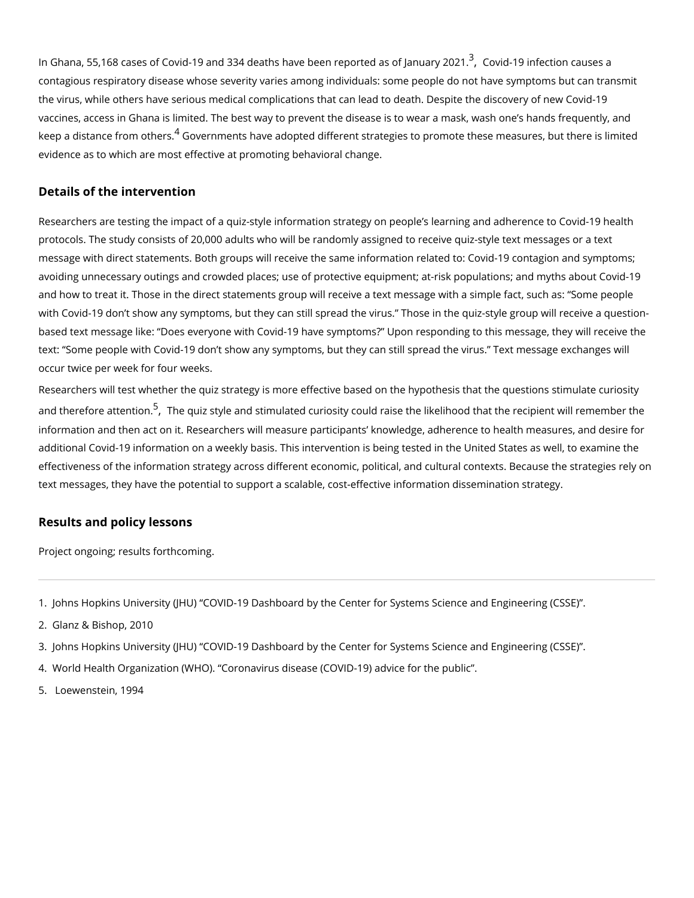In Ghana, 55,168 cases of Covid-19 and 334 deaths have been reported as of January 2021.[3], Covid-19 infection causes a contagious respiratory disease whose severity varies among individuals: some people do not have symptoms but can transmit the virus, while others have serious medical complications that can lead to death. Despite the discovery of new Covid-19 vaccines, access in Ghana is limited. The best way to prevent the disease is to wear a mask, wash one's hands frequently, and keep a distance from others.[4] Governments have adopted different strategies to promote these measures, but there is limited evidence as to which are most effective at promoting behavioral change.

## Details of the intervention

Researchers are testing the impact of a quiz-style information strategy on people's learning and adherence to Covid-19 health protocols. The study consists of 20,000 adults who will be randomly assigned to receive quiz-style text messages or a text message with direct statements. Both groups will receive the same information related to: Covid-19 contagion and symptoms; avoiding unnecessary outings and crowded places; use of protective equipment; at-risk populations; and myths about Covid-19 and how to treat it. Those in the direct statements group will receive a text message with a simple fact, such as: "Some people with Covid-19 don't show any symptoms, but they can still spread the virus." Those in the quiz-style group will receive a question-based text message like: "Does everyone with Covid-19 have symptoms?" Upon responding to this message, they will receive the text: "Some people with Covid-19 don't show any symptoms, but they can still spread the virus." Text message exchanges will occur twice per week for four weeks.

Researchers will test whether the quiz strategy is more effective based on the hypothesis that the questions stimulate curiosity and therefore attention.[5], The quiz style and stimulated curiosity could raise the likelihood that the recipient will remember the information and then act on it. Researchers will measure participants' knowledge, adherence to health measures, and desire for additional Covid-19 information on a weekly basis. This intervention is being tested in the United States as well, to examine the effectiveness of the information strategy across different economic, political, and cultural contexts. Because the strategies rely on text messages, they have the potential to support a scalable, cost-effective information dissemination strategy.

## Results and policy lessons

Project ongoing; results forthcoming.

---

1. Johns Hopkins University (JHU) "COVID-19 Dashboard by the Center for Systems Science and Engineering (CSSE)".
2. Glanz & Bishop, 2010
3. Johns Hopkins University (JHU) "COVID-19 Dashboard by the Center for Systems Science and Engineering (CSSE)".
4. World Health Organization (WHO). "Coronavirus disease (COVID-19) advice for the public".
5. Loewenstein, 1994